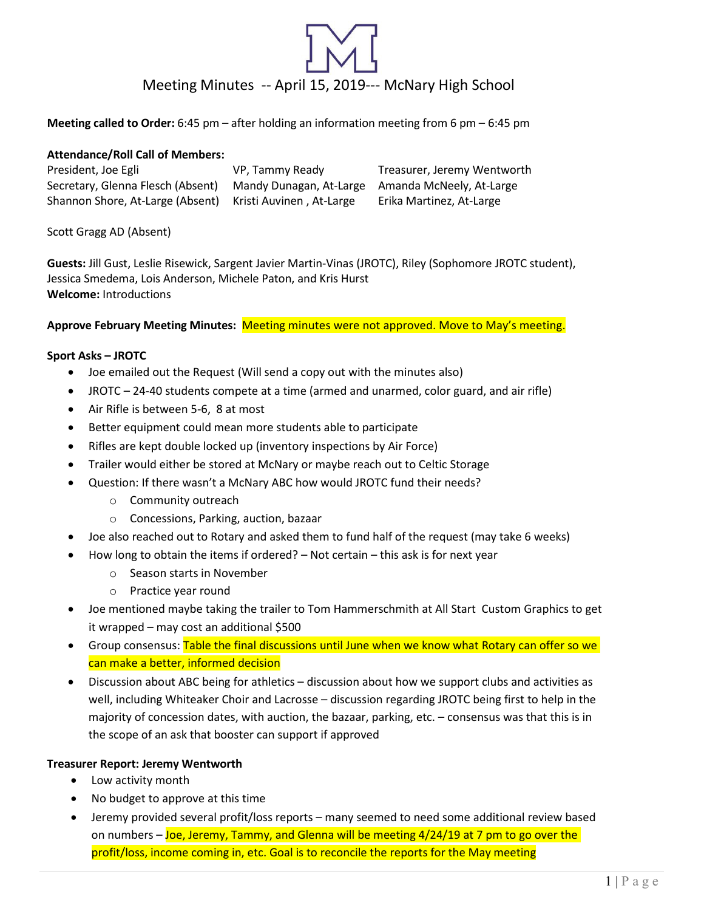# Meeting Minutes -- April 15, 2019--- McNary High School

**Meeting called to Order:** 6:45 pm – after holding an information meeting from 6 pm – 6:45 pm

**Attendance/Roll Call of Members:**

| | | |
|---|---|---|
| President, Joe Egli | VP, Tammy Ready | Treasurer, Jeremy Wentworth |
| Secretary, Glenna Flesch (Absent) | Mandy Dunagan, At-Large | Amanda McNeely, At-Large |
| Shannon Shore, At-Large (Absent) | Kristi Auvinen , At-Large | Erika Martinez, At-Large |

Scott Gragg AD (Absent)

**Guests:** Jill Gust, Leslie Risewick, Sargent Javier Martin-Vinas (JROTC), Riley (Sophomore JROTC student), Jessica Smedema, Lois Anderson, Michele Paton, and Kris Hurst
**Welcome:** Introductions

**Approve February Meeting Minutes:** Meeting minutes were not approved. Move to May's meeting.

**Sport Asks – JROTC**

- Joe emailed out the Request (Will send a copy out with the minutes also)
- JROTC – 24-40 students compete at a time (armed and unarmed, color guard, and air rifle)
- Air Rifle is between 5-6, 8 at most
- Better equipment could mean more students able to participate
- Rifles are kept double locked up (inventory inspections by Air Force)
- Trailer would either be stored at McNary or maybe reach out to Celtic Storage
- Question: If there wasn't a McNary ABC how would JROTC fund their needs?
  - Community outreach
  - Concessions, Parking, auction, bazaar
- Joe also reached out to Rotary and asked them to fund half of the request (may take 6 weeks)
- How long to obtain the items if ordered? – Not certain – this ask is for next year
  - Season starts in November
  - Practice year round
- Joe mentioned maybe taking the trailer to Tom Hammerschmith at All Start Custom Graphics to get it wrapped – may cost an additional $500
- Group consensus: Table the final discussions until June when we know what Rotary can offer so we can make a better, informed decision
- Discussion about ABC being for athletics – discussion about how we support clubs and activities as well, including Whiteaker Choir and Lacrosse – discussion regarding JROTC being first to help in the majority of concession dates, with auction, the bazaar, parking, etc. – consensus was that this is in the scope of an ask that booster can support if approved

**Treasurer Report: Jeremy Wentworth**

- Low activity month
- No budget to approve at this time
- Jeremy provided several profit/loss reports – many seemed to need some additional review based on numbers – Joe, Jeremy, Tammy, and Glenna will be meeting 4/24/19 at 7 pm to go over the profit/loss, income coming in, etc. Goal is to reconcile the reports for the May meeting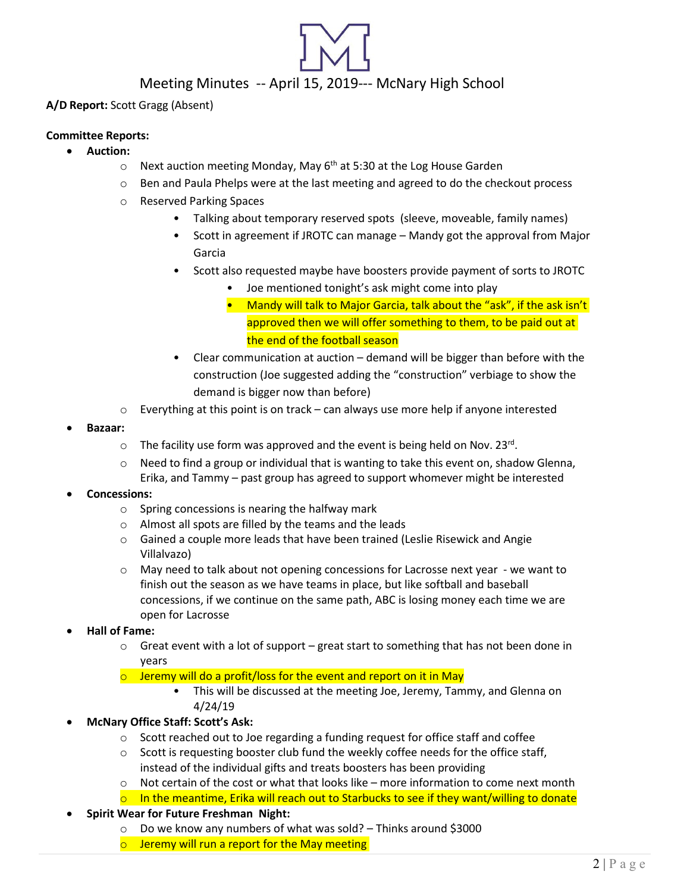# Meeting Minutes -- April 15, 2019--- McNary High School

**A/D Report:** Scott Gragg (Absent)

**Committee Reports:**

- **Auction:**
  - Next auction meeting Monday, May 6th at 5:30 at the Log House Garden
  - Ben and Paula Phelps were at the last meeting and agreed to do the checkout process
  - Reserved Parking Spaces
    - Talking about temporary reserved spots (sleeve, moveable, family names)
    - Scott in agreement if JROTC can manage – Mandy got the approval from Major Garcia
    - Scott also requested maybe have boosters provide payment of sorts to JROTC
      - Joe mentioned tonight's ask might come into play
      - Mandy will talk to Major Garcia, talk about the "ask", if the ask isn't approved then we will offer something to them, to be paid out at the end of the football season
    - Clear communication at auction – demand will be bigger than before with the construction (Joe suggested adding the "construction" verbiage to show the demand is bigger now than before)
  - Everything at this point is on track – can always use more help if anyone interested
- **Bazaar:**
  - The facility use form was approved and the event is being held on Nov. 23rd.
  - Need to find a group or individual that is wanting to take this event on, shadow Glenna, Erika, and Tammy – past group has agreed to support whomever might be interested
- **Concessions:**
  - Spring concessions is nearing the halfway mark
  - Almost all spots are filled by the teams and the leads
  - Gained a couple more leads that have been trained (Leslie Risewick and Angie Villalvazo)
  - May need to talk about not opening concessions for Lacrosse next year - we want to finish out the season as we have teams in place, but like softball and baseball concessions, if we continue on the same path, ABC is losing money each time we are open for Lacrosse
- **Hall of Fame:**
  - Great event with a lot of support – great start to something that has not been done in years
  - Jeremy will do a profit/loss for the event and report on it in May
    - This will be discussed at the meeting Joe, Jeremy, Tammy, and Glenna on 4/24/19
- **McNary Office Staff: Scott's Ask:**
  - Scott reached out to Joe regarding a funding request for office staff and coffee
  - Scott is requesting booster club fund the weekly coffee needs for the office staff, instead of the individual gifts and treats boosters has been providing
  - Not certain of the cost or what that looks like – more information to come next month
  - In the meantime, Erika will reach out to Starbucks to see if they want/willing to donate
- **Spirit Wear for Future Freshman Night:**
  - Do we know any numbers of what was sold? – Thinks around $3000
  - Jeremy will run a report for the May meeting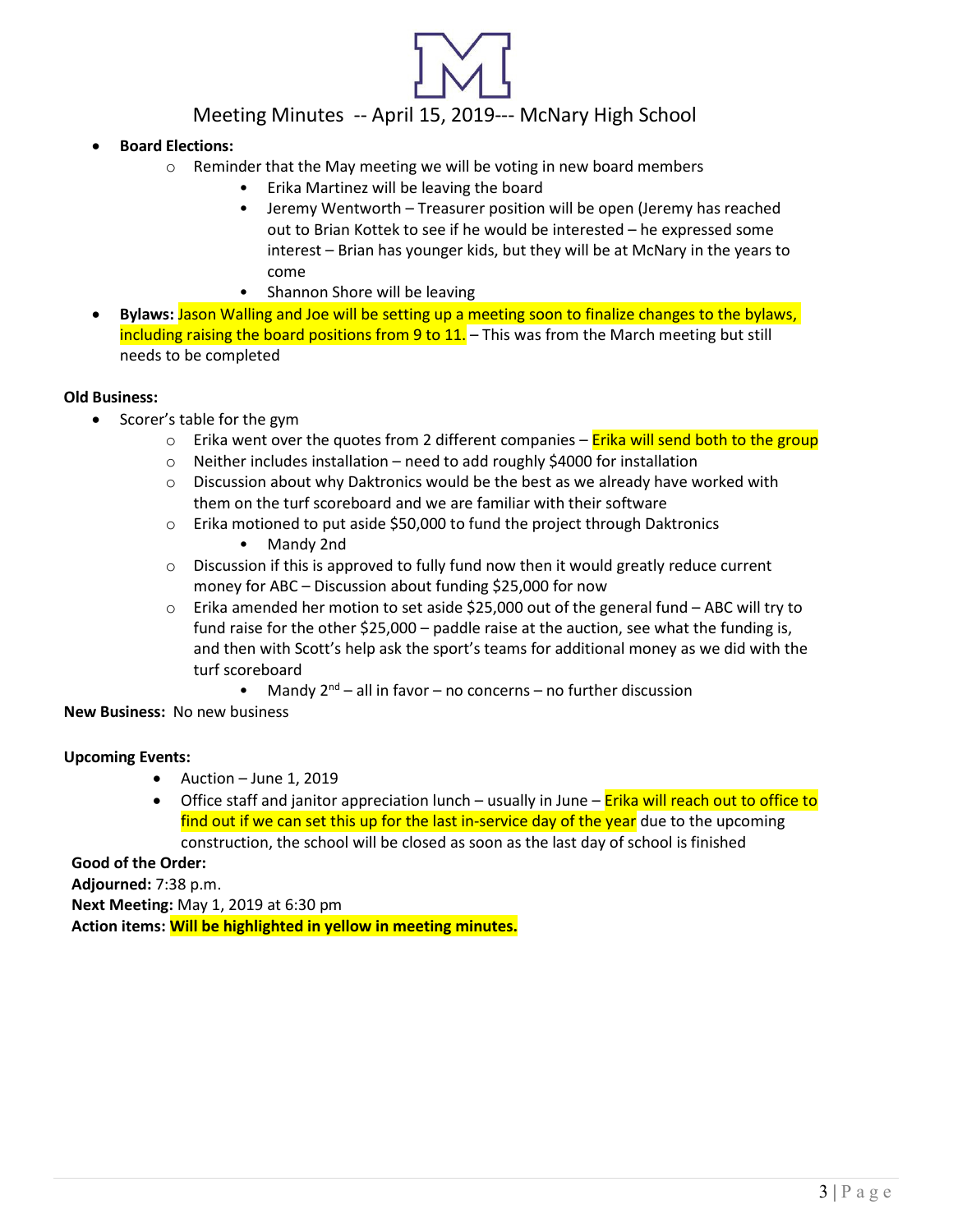Meeting Minutes -- April 15, 2019--- McNary High School

- **Board Elections:**
  - Reminder that the May meeting we will be voting in new board members
    - Erika Martinez will be leaving the board
    - Jeremy Wentworth – Treasurer position will be open (Jeremy has reached out to Brian Kottek to see if he would be interested – he expressed some interest – Brian has younger kids, but they will be at McNary in the years to come
    - Shannon Shore will be leaving
- **Bylaws:** Jason Walling and Joe will be setting up a meeting soon to finalize changes to the bylaws, including raising the board positions from 9 to 11. – This was from the March meeting but still needs to be completed

**Old Business:**

- Scorer's table for the gym
  - Erika went over the quotes from 2 different companies – Erika will send both to the group
  - Neither includes installation – need to add roughly $4000 for installation
  - Discussion about why Daktronics would be the best as we already have worked with them on the turf scoreboard and we are familiar with their software
  - Erika motioned to put aside $50,000 to fund the project through Daktronics
    - Mandy 2nd
  - Discussion if this is approved to fully fund now then it would greatly reduce current money for ABC – Discussion about funding $25,000 for now
  - Erika amended her motion to set aside $25,000 out of the general fund – ABC will try to fund raise for the other $25,000 – paddle raise at the auction, see what the funding is, and then with Scott's help ask the sport's teams for additional money as we did with the turf scoreboard
    - Mandy 2nd – all in favor – no concerns – no further discussion

**New Business:** No new business

**Upcoming Events:**

- Auction – June 1, 2019
- Office staff and janitor appreciation lunch – usually in June – Erika will reach out to office to find out if we can set this up for the last in-service day of the year due to the upcoming construction, the school will be closed as soon as the last day of school is finished

**Good of the Order:**

**Adjourned:** 7:38 p.m.

**Next Meeting:** May 1, 2019 at 6:30 pm

**Action items: Will be highlighted in yellow in meeting minutes.**